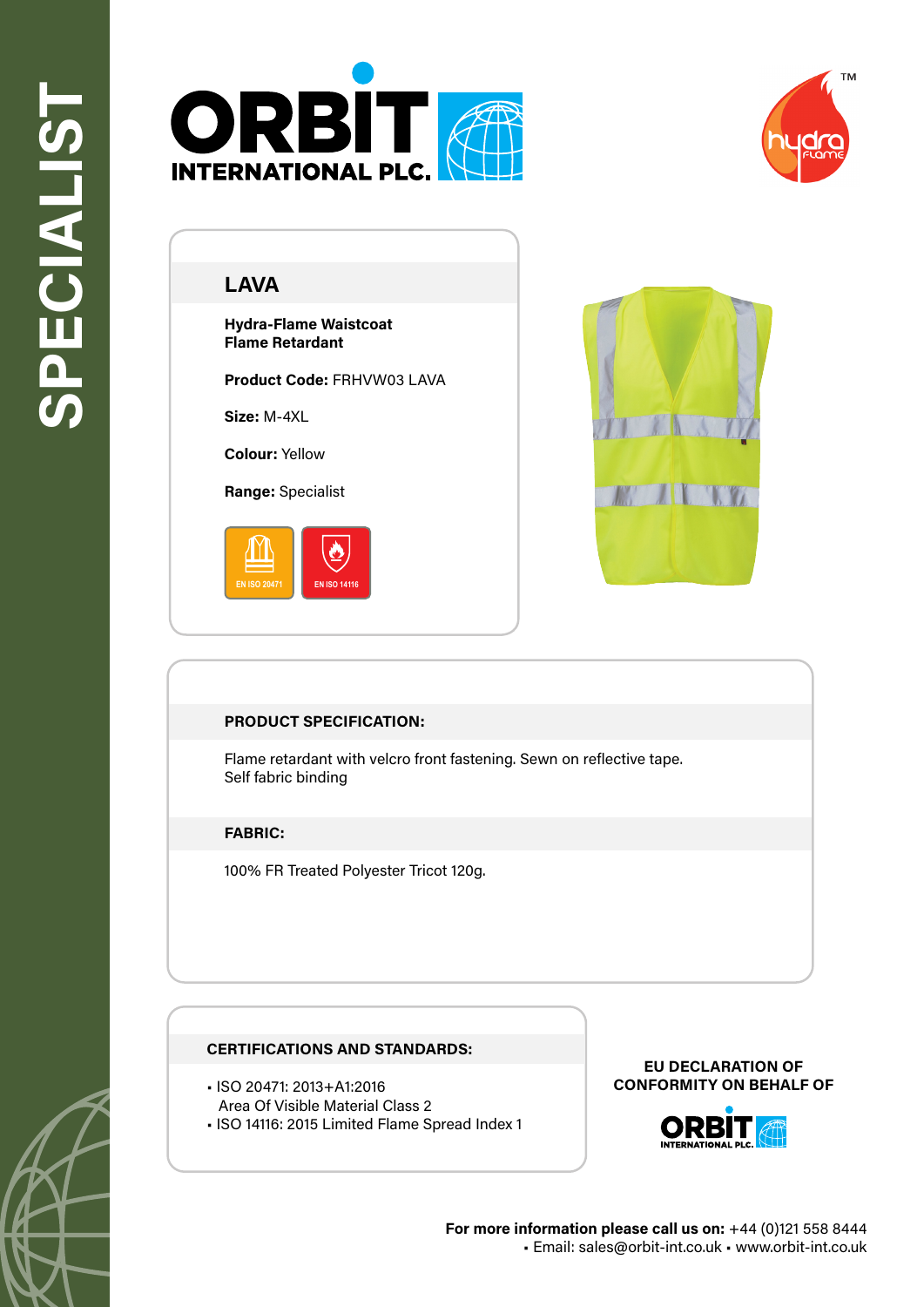SPECIALIST

ORBIT INTERNATIONAL PLC.

hydra FLAME™

## LAVA

**Hydra-Flame Waistcoat**
**Flame Retardant**

**Product Code:** FRHVW03 LAVA

**Size:** M-4XL

**Colour:** Yellow

**Range:** Specialist

EN ISO 20471 EN ISO 14116

### PRODUCT SPECIFICATION:

Flame retardant with velcro front fastening. Sewn on reflective tape.
Self fabric binding

### FABRIC:

100% FR Treated Polyester Tricot 120g.

### CERTIFICATIONS AND STANDARDS:

- ISO 20471: 2013+A1:2016
  Area Of Visible Material Class 2
- ISO 14116: 2015 Limited Flame Spread Index 1

**EU DECLARATION OF CONFORMITY ON BEHALF OF**

ORBIT INTERNATIONAL PLC.

**For more information please call us on:** +44 (0)121 558 8444
▪ Email: sales@orbit-int.co.uk ▪ www.orbit-int.co.uk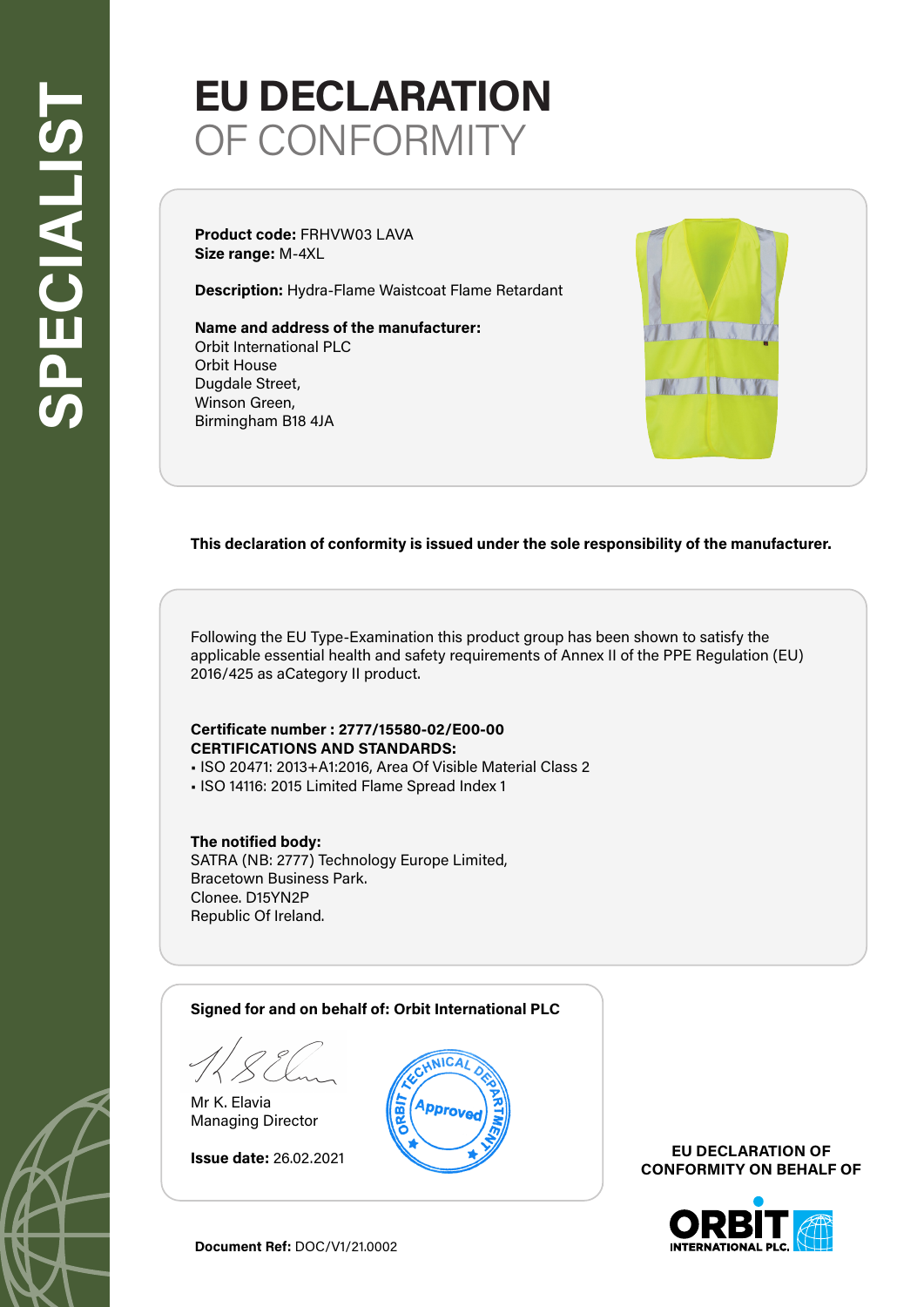SPECIALIST

# EU DECLARATION
## OF CONFORMITY

**Product code:** FRHVW03 LAVA
**Size range:** M-4XL

**Description:** Hydra-Flame Waistcoat Flame Retardant

**Name and address of the manufacturer:**
Orbit International PLC
Orbit House
Dugdale Street,
Winson Green,
Birmingham B18 4JA

**This declaration of conformity is issued under the sole responsibility of the manufacturer.**

Following the EU Type-Examination this product group has been shown to satisfy the applicable essential health and safety requirements of Annex II of the PPE Regulation (EU) 2016/425 as aCategory II product.

**Certificate number : 2777/15580-02/E00-00**
**CERTIFICATIONS AND STANDARDS:**
- ISO 20471: 2013+A1:2016, Area Of Visible Material Class 2
- ISO 14116: 2015 Limited Flame Spread Index 1

**The notified body:**
SATRA (NB: 2777) Technology Europe Limited,
Bracetown Business Park.
Clonee. D15YN2P
Republic Of Ireland.

**Signed for and on behalf of: Orbit International PLC**

Mr K. Elavia
Managing Director

**Issue date:** 26.02.2021

ORBIT TECHNICAL DEPARTMENT Approved

**EU DECLARATION OF CONFORMITY ON BEHALF OF**

ORBIT INTERNATIONAL PLC.

**Document Ref:** DOC/V1/21.0002